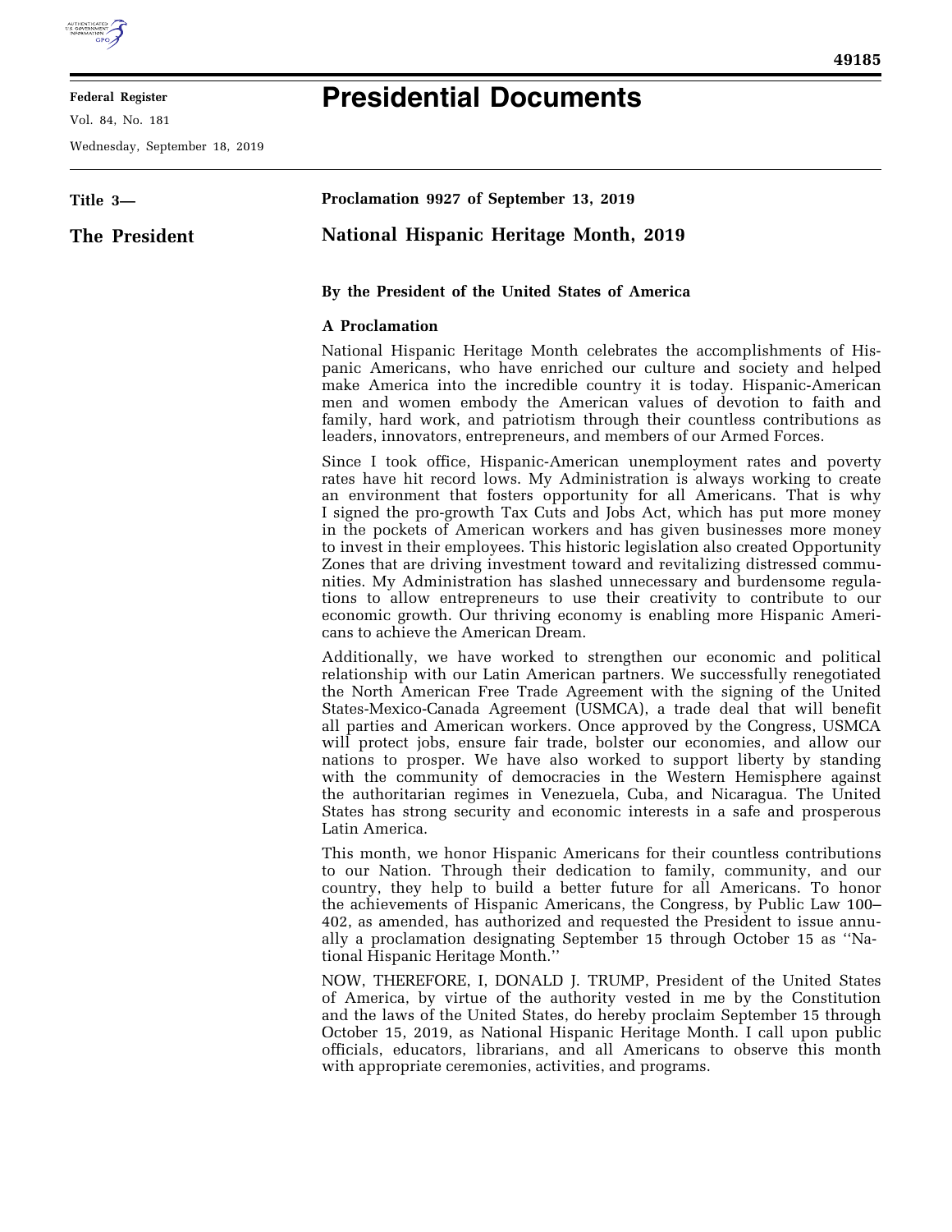# Presidential Documents

Title 3—

The President

**Proclamation 9927 of September 13, 2019**

## National Hispanic Heritage Month, 2019

**By the President of the United States of America**

**A Proclamation**

National Hispanic Heritage Month celebrates the accomplishments of Hispanic Americans, who have enriched our culture and society and helped make America into the incredible country it is today. Hispanic-American men and women embody the American values of devotion to faith and family, hard work, and patriotism through their countless contributions as leaders, innovators, entrepreneurs, and members of our Armed Forces.

Since I took office, Hispanic-American unemployment rates and poverty rates have hit record lows. My Administration is always working to create an environment that fosters opportunity for all Americans. That is why I signed the pro-growth Tax Cuts and Jobs Act, which has put more money in the pockets of American workers and has given businesses more money to invest in their employees. This historic legislation also created Opportunity Zones that are driving investment toward and revitalizing distressed communities. My Administration has slashed unnecessary and burdensome regulations to allow entrepreneurs to use their creativity to contribute to our economic growth. Our thriving economy is enabling more Hispanic Americans to achieve the American Dream.

Additionally, we have worked to strengthen our economic and political relationship with our Latin American partners. We successfully renegotiated the North American Free Trade Agreement with the signing of the United States-Mexico-Canada Agreement (USMCA), a trade deal that will benefit all parties and American workers. Once approved by the Congress, USMCA will protect jobs, ensure fair trade, bolster our economies, and allow our nations to prosper. We have also worked to support liberty by standing with the community of democracies in the Western Hemisphere against the authoritarian regimes in Venezuela, Cuba, and Nicaragua. The United States has strong security and economic interests in a safe and prosperous Latin America.

This month, we honor Hispanic Americans for their countless contributions to our Nation. Through their dedication to family, community, and our country, they help to build a better future for all Americans. To honor the achievements of Hispanic Americans, the Congress, by Public Law 100–402, as amended, has authorized and requested the President to issue annually a proclamation designating September 15 through October 15 as ''National Hispanic Heritage Month.''

NOW, THEREFORE, I, DONALD J. TRUMP, President of the United States of America, by virtue of the authority vested in me by the Constitution and the laws of the United States, do hereby proclaim September 15 through October 15, 2019, as National Hispanic Heritage Month. I call upon public officials, educators, librarians, and all Americans to observe this month with appropriate ceremonies, activities, and programs.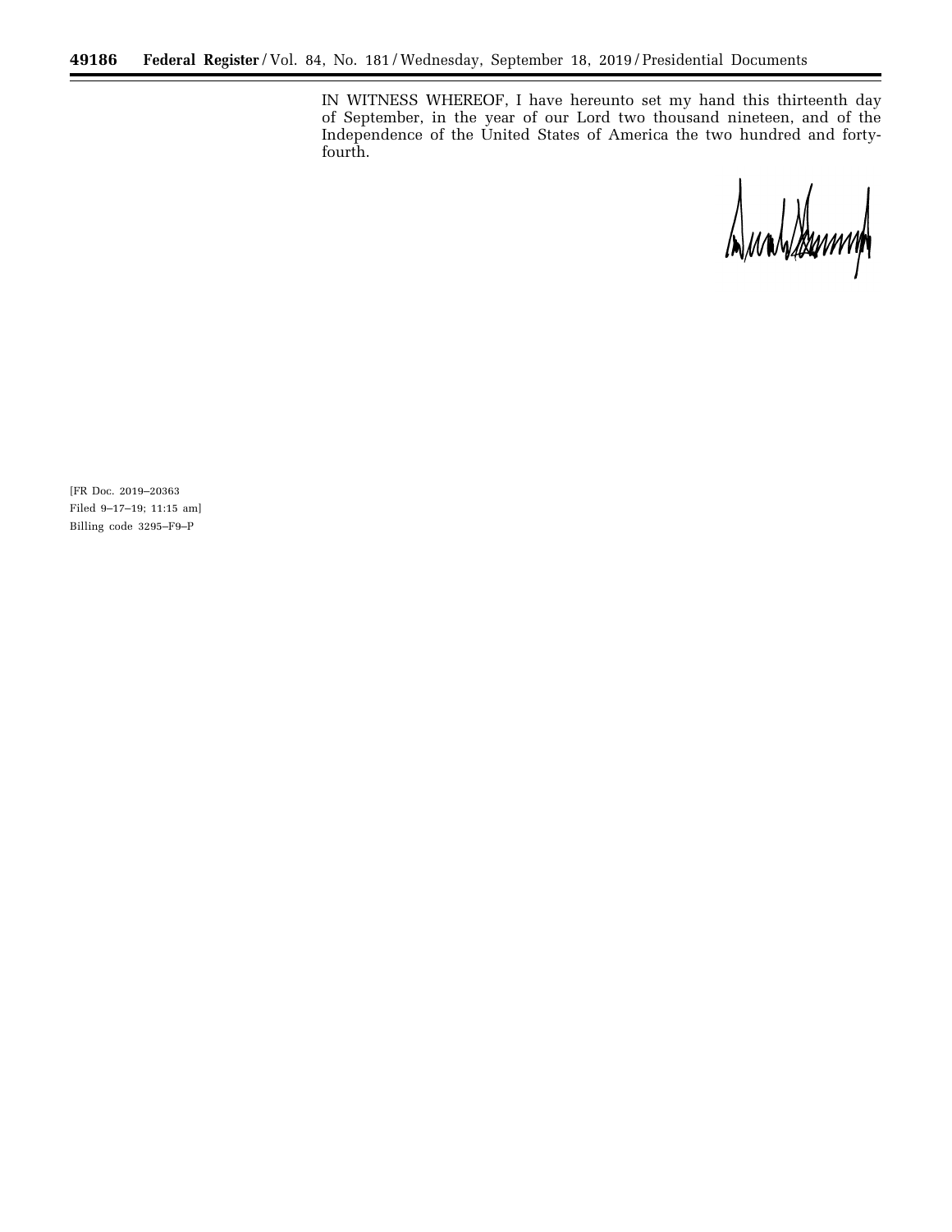IN WITNESS WHEREOF, I have hereunto set my hand this thirteenth day of September, in the year of our Lord two thousand nineteen, and of the Independence of the United States of America the two hundred and forty-fourth.

[FR Doc. 2019–20363

Filed 9–17–19; 11:15 am]

Billing code 3295–F9–P